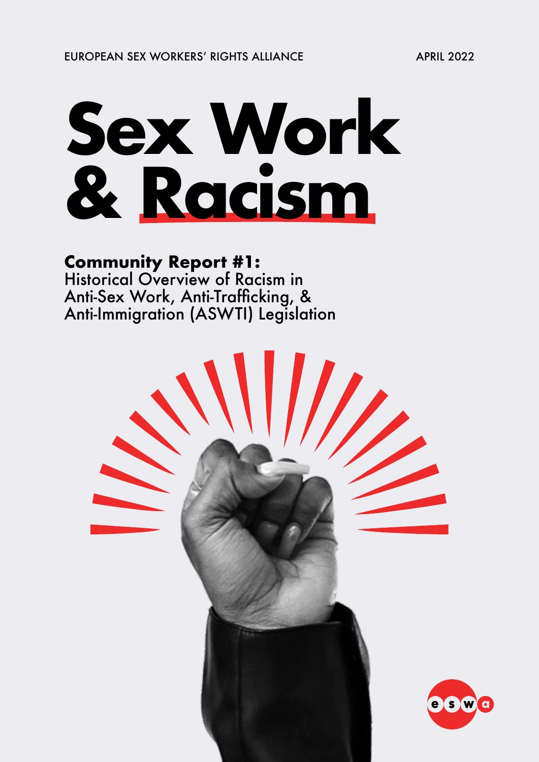EUROPEAN SEX WORKERS' RIGHTS ALLIANCE

APRIL 2022

# Sex Work & Racism

**Community Report #1:**
Historical Overview of Racism in Anti-Sex Work, Anti-Trafficking, & Anti-Immigration (ASWTI) Legislation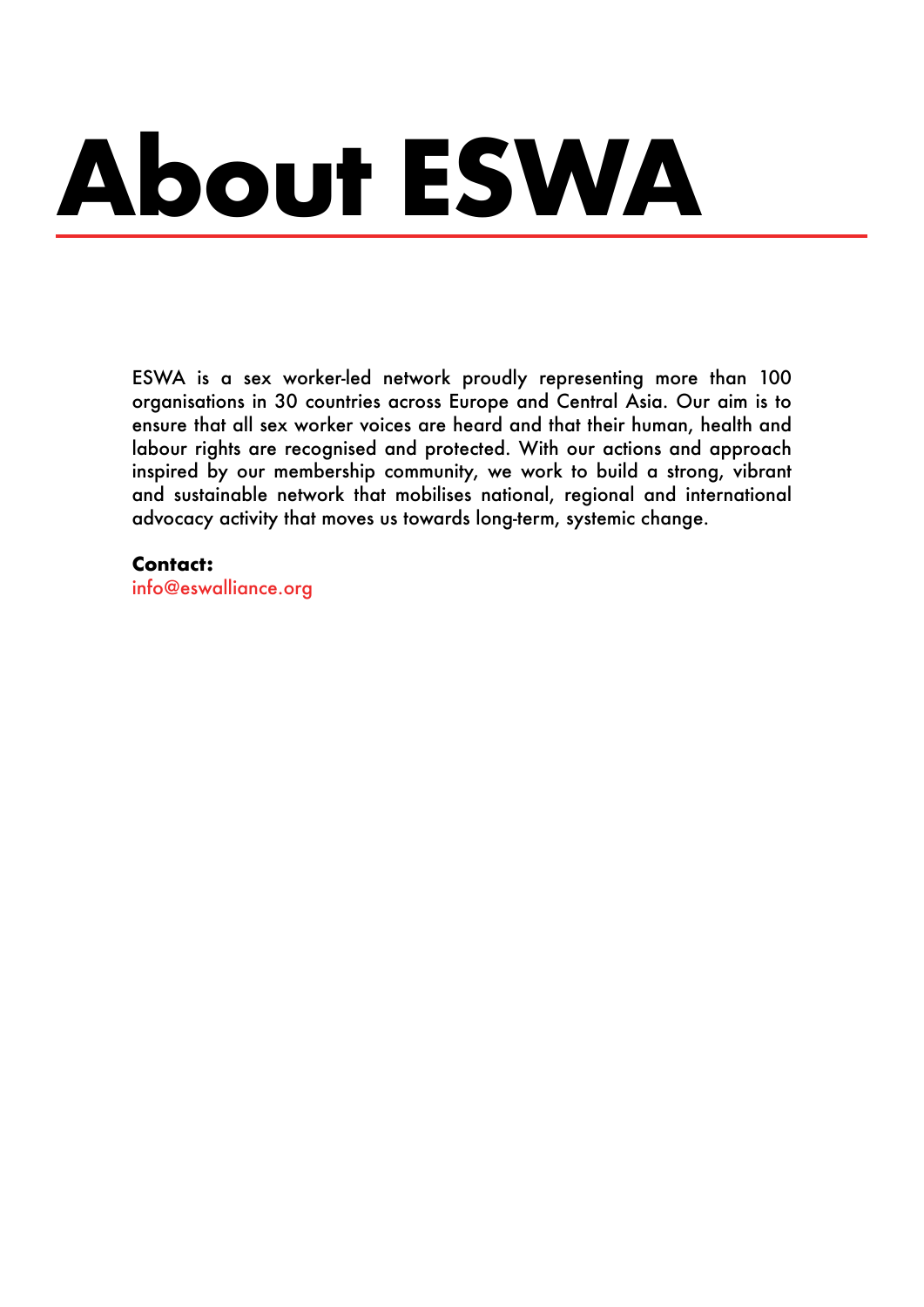# About ESWA

ESWA is a sex worker-led network proudly representing more than 100 organisations in 30 countries across Europe and Central Asia. Our aim is to ensure that all sex worker voices are heard and that their human, health and labour rights are recognised and protected. With our actions and approach inspired by our membership community, we work to build a strong, vibrant and sustainable network that mobilises national, regional and international advocacy activity that moves us towards long-term, systemic change.

**Contact:**
info@eswalliance.org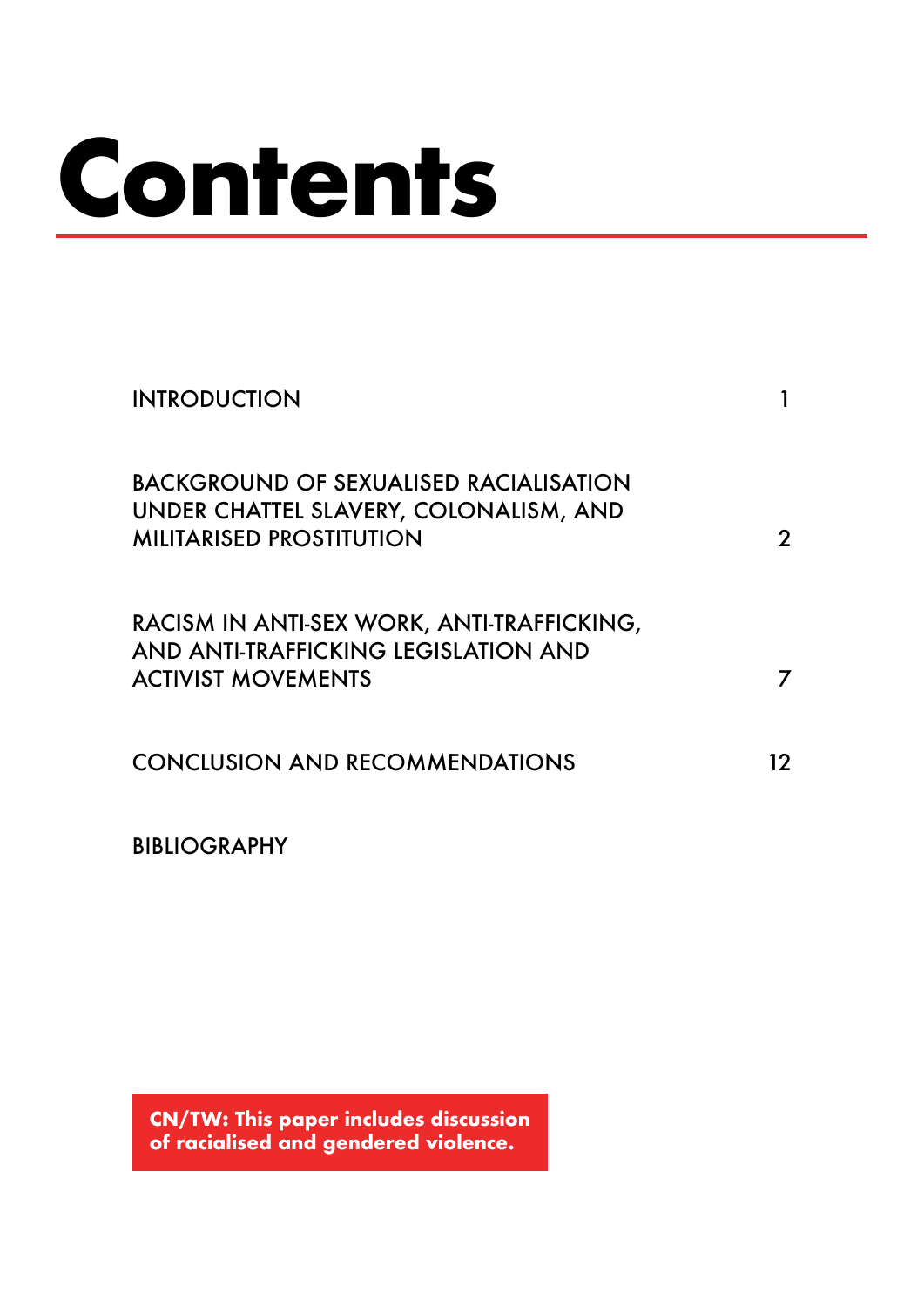# Contents

| | |
|---|---|
| INTRODUCTION | 1 |
| BACKGROUND OF SEXUALISED RACIALISATION UNDER CHATTEL SLAVERY, COLONALISM, AND MILITARISED PROSTITUTION | 2 |
| RACISM IN ANTI-SEX WORK, ANTI-TRAFFICKING, AND ANTI-TRAFFICKING LEGISLATION AND ACTIVIST MOVEMENTS | 7 |
| CONCLUSION AND RECOMMENDATIONS | 12 |
| BIBLIOGRAPHY | |

**CN/TW: This paper includes discussion of racialised and gendered violence.**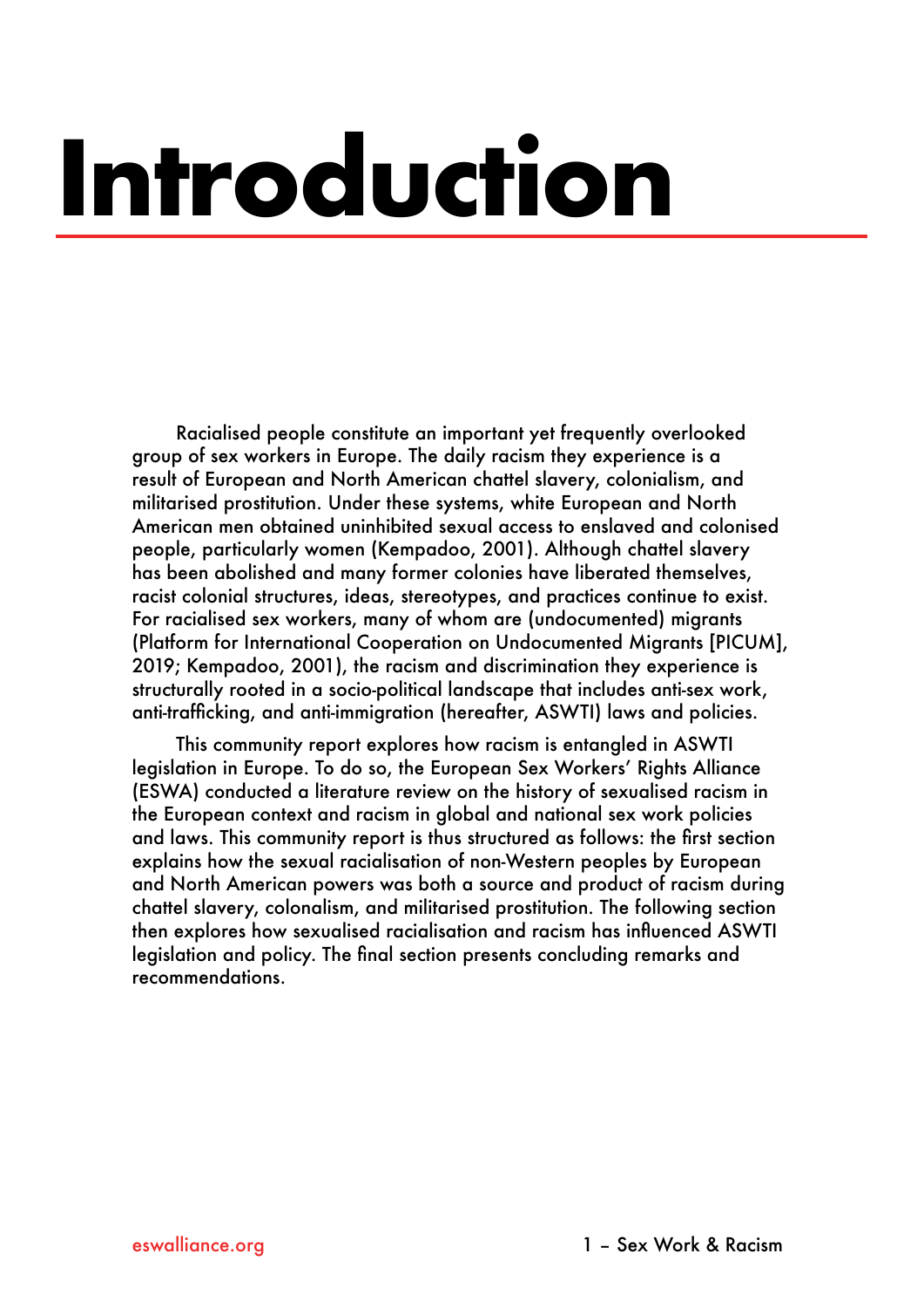# Introduction

Racialised people constitute an important yet frequently overlooked group of sex workers in Europe. The daily racism they experience is a result of European and North American chattel slavery, colonialism, and militarised prostitution. Under these systems, white European and North American men obtained uninhibited sexual access to enslaved and colonised people, particularly women (Kempadoo, 2001). Although chattel slavery has been abolished and many former colonies have liberated themselves, racist colonial structures, ideas, stereotypes, and practices continue to exist. For racialised sex workers, many of whom are (undocumented) migrants (Platform for International Cooperation on Undocumented Migrants [PICUM], 2019; Kempadoo, 2001), the racism and discrimination they experience is structurally rooted in a socio-political landscape that includes anti-sex work, anti-trafficking, and anti-immigration (hereafter, ASWTI) laws and policies.

This community report explores how racism is entangled in ASWTI legislation in Europe. To do so, the European Sex Workers' Rights Alliance (ESWA) conducted a literature review on the history of sexualised racism in the European context and racism in global and national sex work policies and laws. This community report is thus structured as follows: the first section explains how the sexual racialisation of non-Western peoples by European and North American powers was both a source and product of racism during chattel slavery, colonialism, and militarised prostitution. The following section then explores how sexualised racialisation and racism has influenced ASWTI legislation and policy. The final section presents concluding remarks and recommendations.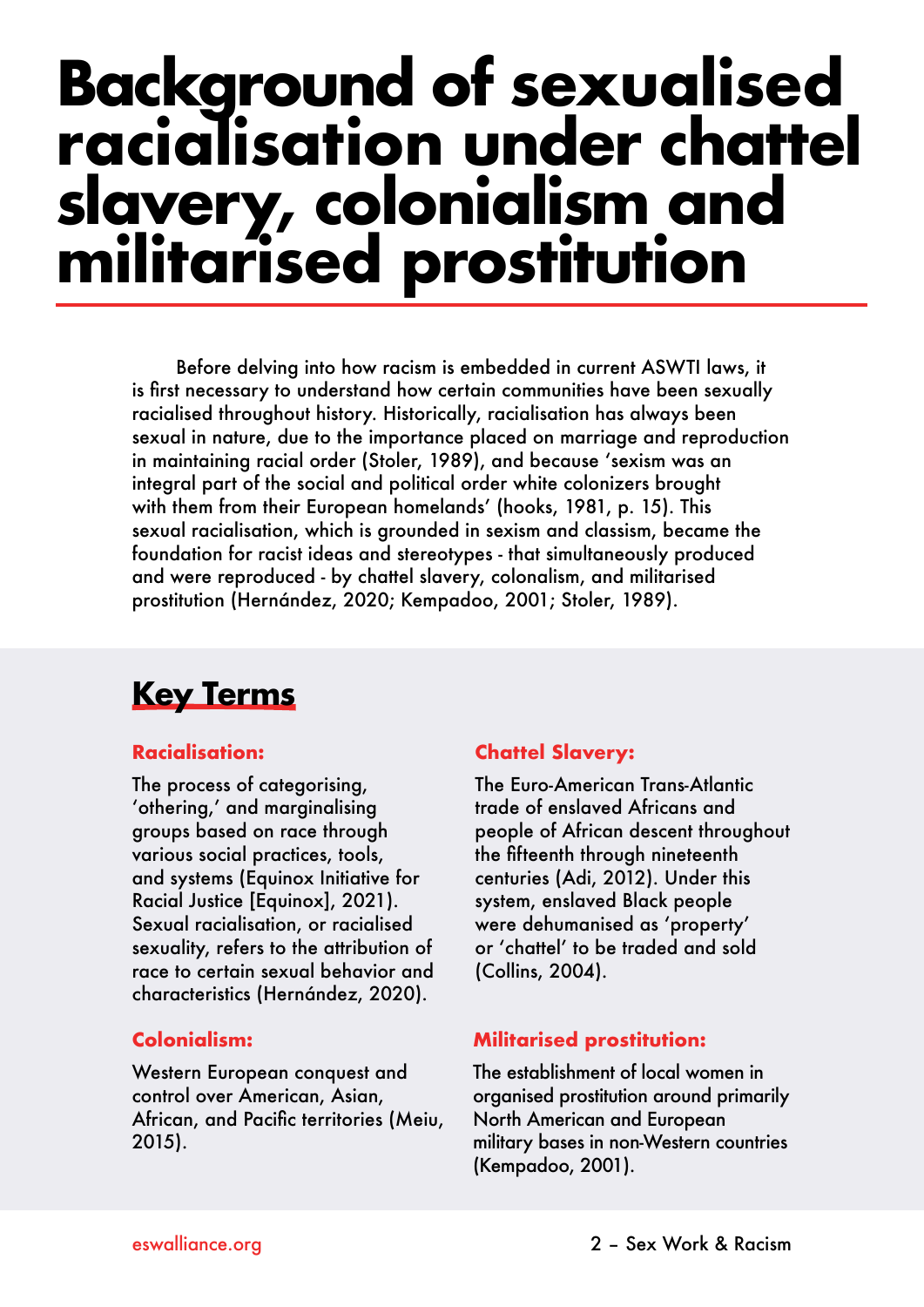# Background of sexualised racialisation under chattel slavery, colonialism and militarised prostitution

Before delving into how racism is embedded in current ASWTI laws, it is first necessary to understand how certain communities have been sexually racialised throughout history. Historically, racialisation has always been sexual in nature, due to the importance placed on marriage and reproduction in maintaining racial order (Stoler, 1989), and because 'sexism was an integral part of the social and political order white colonizers brought with them from their European homelands' (hooks, 1981, p. 15). This sexual racialisation, which is grounded in sexism and classism, became the foundation for racist ideas and stereotypes - that simultaneously produced and were reproduced - by chattel slavery, colonalism, and militarised prostitution (Hernández, 2020; Kempadoo, 2001; Stoler, 1989).

## Key Terms

### Racialisation:

The process of categorising, 'othering,' and marginalising groups based on race through various social practices, tools, and systems (Equinox Initiative for Racial Justice [Equinox], 2021). Sexual racialisation, or racialised sexuality, refers to the attribution of race to certain sexual behavior and characteristics (Hernández, 2020).

### Colonialism:

Western European conquest and control over American, Asian, African, and Pacific territories (Meiu, 2015).

### Chattel Slavery:

The Euro-American Trans-Atlantic trade of enslaved Africans and people of African descent throughout the fifteenth through nineteenth centuries (Adi, 2012). Under this system, enslaved Black people were dehumanised as 'property' or 'chattel' to be traded and sold (Collins, 2004).

### Militarised prostitution:

The establishment of local women in organised prostitution around primarily North American and European military bases in non-Western countries (Kempadoo, 2001).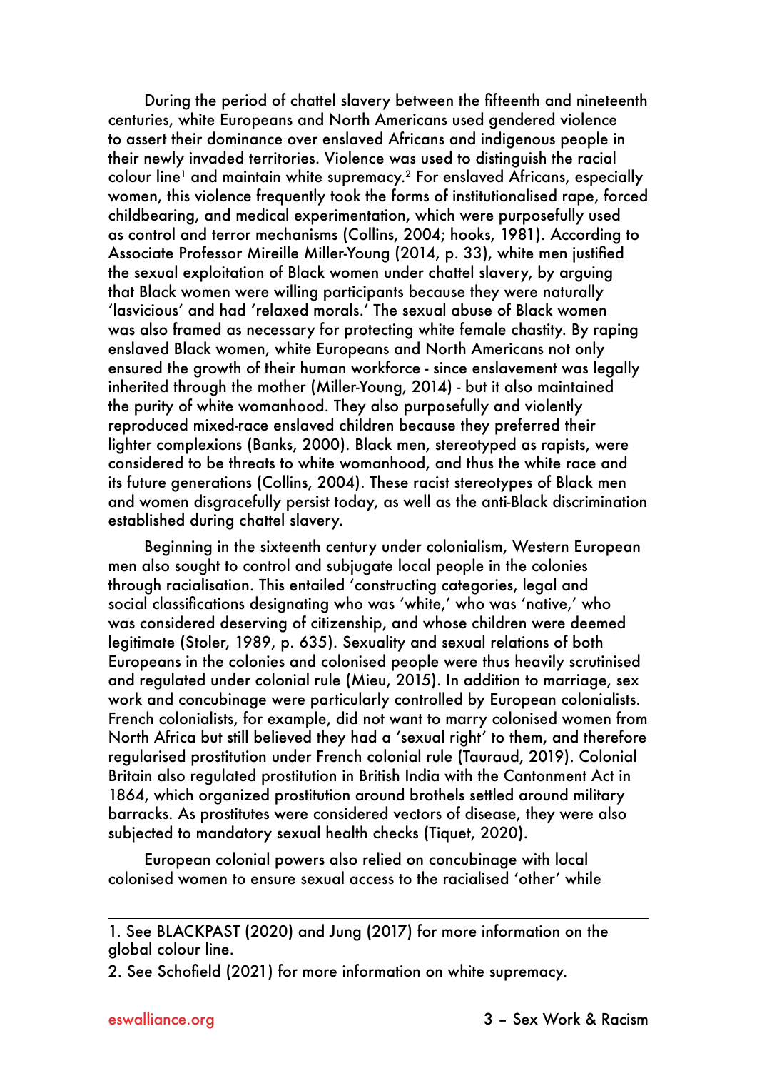During the period of chattel slavery between the fifteenth and nineteenth centuries, white Europeans and North Americans used gendered violence to assert their dominance over enslaved Africans and indigenous people in their newly invaded territories. Violence was used to distinguish the racial colour line[1] and maintain white supremacy.[2] For enslaved Africans, especially women, this violence frequently took the forms of institutionalised rape, forced childbearing, and medical experimentation, which were purposefully used as control and terror mechanisms (Collins, 2004; hooks, 1981). According to Associate Professor Mireille Miller-Young (2014, p. 33), white men justified the sexual exploitation of Black women under chattel slavery, by arguing that Black women were willing participants because they were naturally 'lasvicious' and had 'relaxed morals.' The sexual abuse of Black women was also framed as necessary for protecting white female chastity. By raping enslaved Black women, white Europeans and North Americans not only ensured the growth of their human workforce - since enslavement was legally inherited through the mother (Miller-Young, 2014) - but it also maintained the purity of white womanhood. They also purposefully and violently reproduced mixed-race enslaved children because they preferred their lighter complexions (Banks, 2000). Black men, stereotyped as rapists, were considered to be threats to white womanhood, and thus the white race and its future generations (Collins, 2004). These racist stereotypes of Black men and women disgracefully persist today, as well as the anti-Black discrimination established during chattel slavery.

Beginning in the sixteenth century under colonialism, Western European men also sought to control and subjugate local people in the colonies through racialisation. This entailed 'constructing categories, legal and social classifications designating who was 'white,' who was 'native,' who was considered deserving of citizenship, and whose children were deemed legitimate (Stoler, 1989, p. 635). Sexuality and sexual relations of both Europeans in the colonies and colonised people were thus heavily scrutinised and regulated under colonial rule (Mieu, 2015). In addition to marriage, sex work and concubinage were particularly controlled by European colonialists. French colonialists, for example, did not want to marry colonised women from North Africa but still believed they had a 'sexual right' to them, and therefore regularised prostitution under French colonial rule (Tauraud, 2019). Colonial Britain also regulated prostitution in British India with the Cantonment Act in 1864, which organized prostitution around brothels settled around military barracks. As prostitutes were considered vectors of disease, they were also subjected to mandatory sexual health checks (Tiquet, 2020).

European colonial powers also relied on concubinage with local colonised women to ensure sexual access to the racialised 'other' while

---

1. See BLACKPAST (2020) and Jung (2017) for more information on the global colour line.

2. See Schofield (2021) for more information on white supremacy.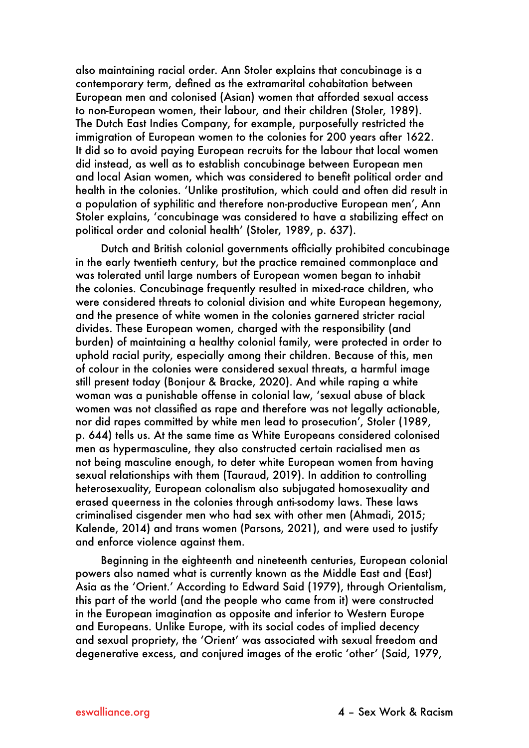also maintaining racial order. Ann Stoler explains that concubinage is a contemporary term, defined as the extramarital cohabitation between European men and colonised (Asian) women that afforded sexual access to non-European women, their labour, and their children (Stoler, 1989). The Dutch East Indies Company, for example, purposefully restricted the immigration of European women to the colonies for 200 years after 1622. It did so to avoid paying European recruits for the labour that local women did instead, as well as to establish concubinage between European men and local Asian women, which was considered to benefit political order and health in the colonies. 'Unlike prostitution, which could and often did result in a population of syphilitic and therefore non-productive European men', Ann Stoler explains, 'concubinage was considered to have a stabilizing effect on political order and colonial health' (Stoler, 1989, p. 637).

Dutch and British colonial governments officially prohibited concubinage in the early twentieth century, but the practice remained commonplace and was tolerated until large numbers of European women began to inhabit the colonies. Concubinage frequently resulted in mixed-race children, who were considered threats to colonial division and white European hegemony, and the presence of white women in the colonies garnered stricter racial divides. These European women, charged with the responsibility (and burden) of maintaining a healthy colonial family, were protected in order to uphold racial purity, especially among their children. Because of this, men of colour in the colonies were considered sexual threats, a harmful image still present today (Bonjour & Bracke, 2020). And while raping a white woman was a punishable offense in colonial law, 'sexual abuse of black women was not classified as rape and therefore was not legally actionable, nor did rapes committed by white men lead to prosecution', Stoler (1989, p. 644) tells us. At the same time as White Europeans considered colonised men as hypermasculine, they also constructed certain racialised men as not being masculine enough, to deter white European women from having sexual relationships with them (Tauraud, 2019). In addition to controlling heterosexuality, European colonalism also subjugated homosexuality and erased queerness in the colonies through anti-sodomy laws. These laws criminalised cisgender men who had sex with other men (Ahmadi, 2015; Kalende, 2014) and trans women (Parsons, 2021), and were used to justify and enforce violence against them.

Beginning in the eighteenth and nineteenth centuries, European colonial powers also named what is currently known as the Middle East and (East) Asia as the 'Orient.' According to Edward Said (1979), through Orientalism, this part of the world (and the people who came from it) were constructed in the European imagination as opposite and inferior to Western Europe and Europeans. Unlike Europe, with its social codes of implied decency and sexual propriety, the 'Orient' was associated with sexual freedom and degenerative excess, and conjured images of the erotic 'other' (Said, 1979,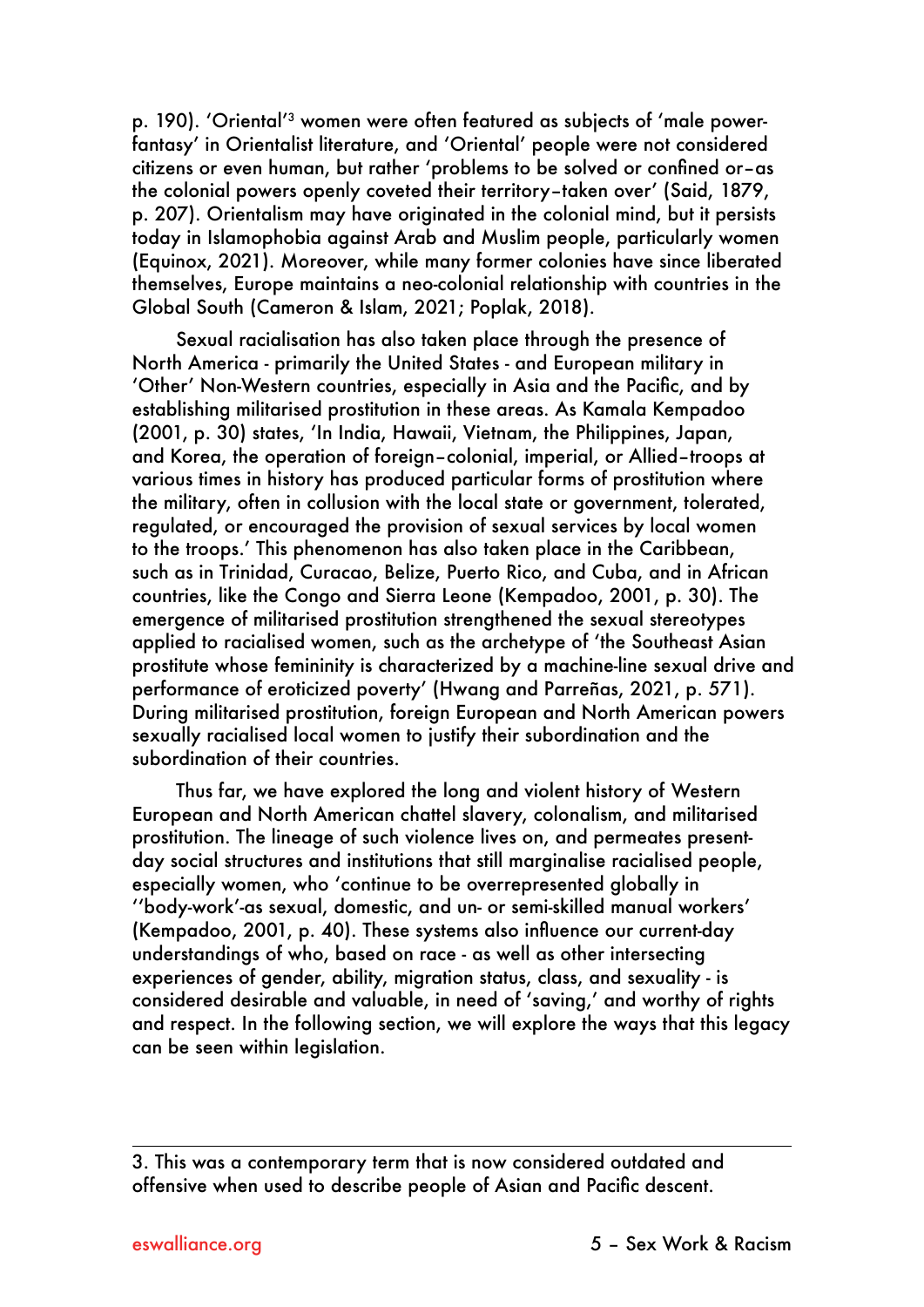p. 190). 'Oriental'[3] women were often featured as subjects of 'male power-fantasy' in Orientalist literature, and 'Oriental' people were not considered citizens or even human, but rather 'problems to be solved or confined or–as the colonial powers openly coveted their territory–taken over' (Said, 1879, p. 207). Orientalism may have originated in the colonial mind, but it persists today in Islamophobia against Arab and Muslim people, particularly women (Equinox, 2021). Moreover, while many former colonies have since liberated themselves, Europe maintains a neo-colonial relationship with countries in the Global South (Cameron & Islam, 2021; Poplak, 2018).

Sexual racialisation has also taken place through the presence of North America - primarily the United States - and European military in 'Other' Non-Western countries, especially in Asia and the Pacific, and by establishing militarised prostitution in these areas. As Kamala Kempadoo (2001, p. 30) states, 'In India, Hawaii, Vietnam, the Philippines, Japan, and Korea, the operation of foreign–colonial, imperial, or Allied–troops at various times in history has produced particular forms of prostitution where the military, often in collusion with the local state or government, tolerated, regulated, or encouraged the provision of sexual services by local women to the troops.' This phenomenon has also taken place in the Caribbean, such as in Trinidad, Curacao, Belize, Puerto Rico, and Cuba, and in African countries, like the Congo and Sierra Leone (Kempadoo, 2001, p. 30). The emergence of militarised prostitution strengthened the sexual stereotypes applied to racialised women, such as the archetype of 'the Southeast Asian prostitute whose femininity is characterized by a machine-line sexual drive and performance of eroticized poverty' (Hwang and Parreñas, 2021, p. 571). During militarised prostitution, foreign European and North American powers sexually racialised local women to justify their subordination and the subordination of their countries.

Thus far, we have explored the long and violent history of Western European and North American chattel slavery, colonialism, and militarised prostitution. The lineage of such violence lives on, and permeates present-day social structures and institutions that still marginalise racialised people, especially women, who 'continue to be overrepresented globally in ''body-work'-as sexual, domestic, and un- or semi-skilled manual workers' (Kempadoo, 2001, p. 40). These systems also influence our current-day understandings of who, based on race - as well as other intersecting experiences of gender, ability, migration status, class, and sexuality - is considered desirable and valuable, in need of 'saving,' and worthy of rights and respect. In the following section, we will explore the ways that this legacy can be seen within legislation.

---

3. This was a contemporary term that is now considered outdated and offensive when used to describe people of Asian and Pacific descent.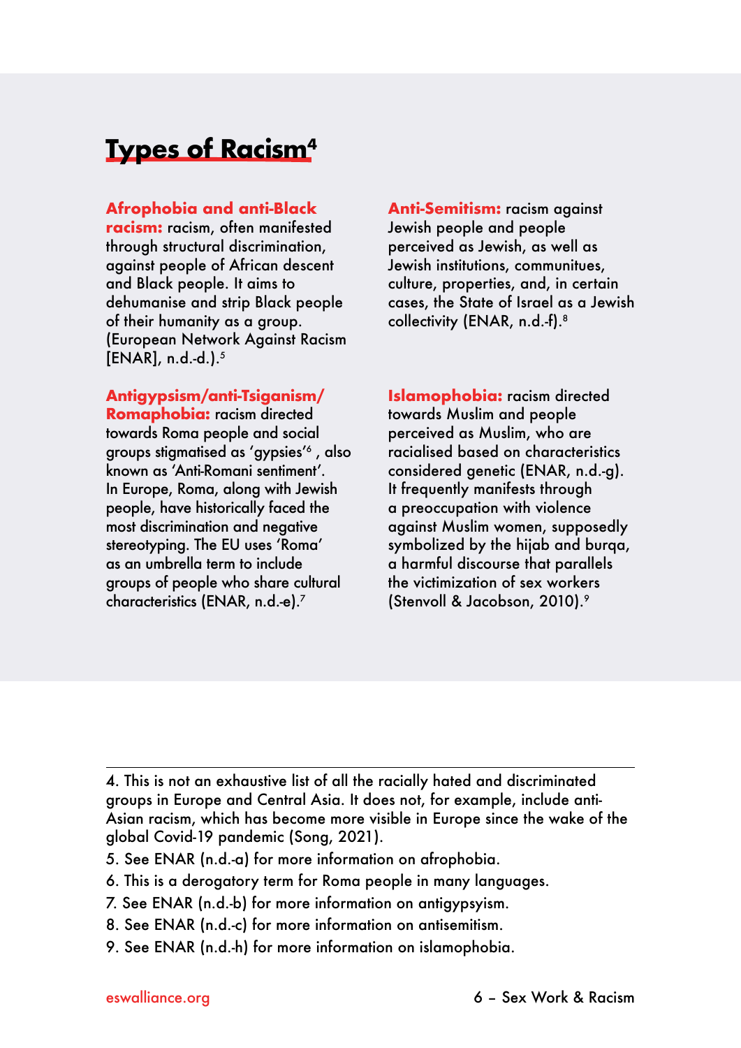# Types of Racism[4]

**Afrophobia and anti-Black racism:** racism, often manifested through structural discrimination, against people of African descent and Black people. It aims to dehumanise and strip Black people of their humanity as a group. (European Network Against Racism [ENAR], n.d.-d.).[5]

**Antigypsism/anti-Tsiganism/ Romaphobia:** racism directed towards Roma people and social groups stigmatised as 'gypsies'[6] , also known as 'Anti-Romani sentiment'. In Europe, Roma, along with Jewish people, have historically faced the most discrimination and negative stereotyping. The EU uses 'Roma' as an umbrella term to include groups of people who share cultural characteristics (ENAR, n.d.-e).[7]

**Anti-Semitism:** racism against Jewish people and people perceived as Jewish, as well as Jewish institutions, communitues, culture, properties, and, in certain cases, the State of Israel as a Jewish collectivity (ENAR, n.d.-f).[8]

**Islamophobia:** racism directed towards Muslim and people perceived as Muslim, who are racialised based on characteristics considered genetic (ENAR, n.d.-g). It frequently manifests through a preoccupation with violence against Muslim women, supposedly symbolized by the hijab and burqa, a harmful discourse that parallels the victimization of sex workers (Stenvoll & Jacobson, 2010).[9]

---

4. This is not an exhaustive list of all the racially hated and discriminated groups in Europe and Central Asia. It does not, for example, include anti-Asian racism, which has become more visible in Europe since the wake of the global Covid-19 pandemic (Song, 2021).
5. See ENAR (n.d.-a) for more information on afrophobia.
6. This is a derogatory term for Roma people in many languages.
7. See ENAR (n.d.-b) for more information on antigypsyism.
8. See ENAR (n.d.-c) for more information on antisemitism.
9. See ENAR (n.d.-h) for more information on islamophobia.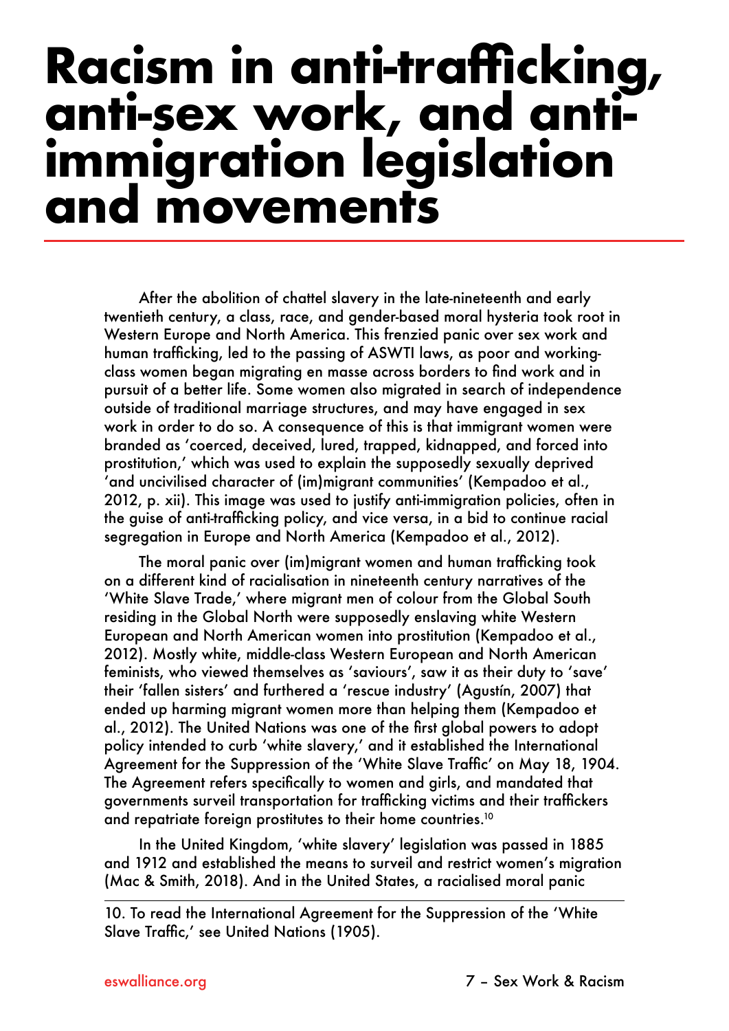# Racism in anti-trafficking, anti-sex work, and anti-immigration legislation and movements

After the abolition of chattel slavery in the late-nineteenth and early twentieth century, a class, race, and gender-based moral hysteria took root in Western Europe and North America. This frenzied panic over sex work and human trafficking, led to the passing of ASWTI laws, as poor and working-class women began migrating en masse across borders to find work and in pursuit of a better life. Some women also migrated in search of independence outside of traditional marriage structures, and may have engaged in sex work in order to do so. A consequence of this is that immigrant women were branded as 'coerced, deceived, lured, trapped, kidnapped, and forced into prostitution,' which was used to explain the supposedly sexually deprived 'and uncivilised character of (im)migrant communities' (Kempadoo et al., 2012, p. xii). This image was used to justify anti-immigration policies, often in the guise of anti-trafficking policy, and vice versa, in a bid to continue racial segregation in Europe and North America (Kempadoo et al., 2012).

The moral panic over (im)migrant women and human trafficking took on a different kind of racialisation in nineteenth century narratives of the 'White Slave Trade,' where migrant men of colour from the Global South residing in the Global North were supposedly enslaving white Western European and North American women into prostitution (Kempadoo et al., 2012). Mostly white, middle-class Western European and North American feminists, who viewed themselves as 'saviours', saw it as their duty to 'save' their 'fallen sisters' and furthered a 'rescue industry' (Agustín, 2007) that ended up harming migrant women more than helping them (Kempadoo et al., 2012). The United Nations was one of the first global powers to adopt policy intended to curb 'white slavery,' and it established the International Agreement for the Suppression of the 'White Slave Traffic' on May 18, 1904. The Agreement refers specifically to women and girls, and mandated that governments surveil transportation for trafficking victims and their traffickers and repatriate foreign prostitutes to their home countries.[10]

In the United Kingdom, 'white slavery' legislation was passed in 1885 and 1912 and established the means to surveil and restrict women's migration (Mac & Smith, 2018). And in the United States, a racialised moral panic

10. To read the International Agreement for the Suppression of the 'White Slave Traffic,' see United Nations (1905).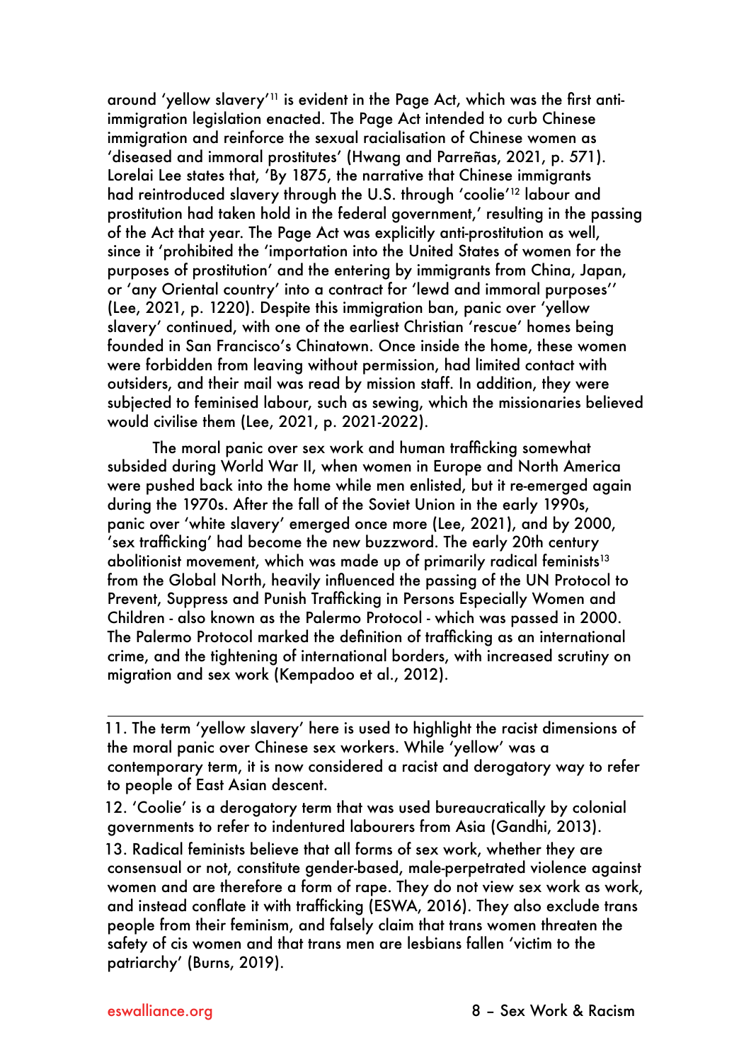around 'yellow slavery'[11] is evident in the Page Act, which was the first anti-immigration legislation enacted. The Page Act intended to curb Chinese immigration and reinforce the sexual racialisation of Chinese women as 'diseased and immoral prostitutes' (Hwang and Parreñas, 2021, p. 571). Lorelai Lee states that, 'By 1875, the narrative that Chinese immigrants had reintroduced slavery through the U.S. through 'coolie'[12] labour and prostitution had taken hold in the federal government,' resulting in the passing of the Act that year. The Page Act was explicitly anti-prostitution as well, since it 'prohibited the 'importation into the United States of women for the purposes of prostitution' and the entering by immigrants from China, Japan, or 'any Oriental country' into a contract for 'lewd and immoral purposes'' (Lee, 2021, p. 1220). Despite this immigration ban, panic over 'yellow slavery' continued, with one of the earliest Christian 'rescue' homes being founded in San Francisco's Chinatown. Once inside the home, these women were forbidden from leaving without permission, had limited contact with outsiders, and their mail was read by mission staff. In addition, they were subjected to feminised labour, such as sewing, which the missionaries believed would civilise them (Lee, 2021, p. 2021-2022).

The moral panic over sex work and human trafficking somewhat subsided during World War II, when women in Europe and North America were pushed back into the home while men enlisted, but it re-emerged again during the 1970s. After the fall of the Soviet Union in the early 1990s, panic over 'white slavery' emerged once more (Lee, 2021), and by 2000, 'sex trafficking' had become the new buzzword. The early 20th century abolitionist movement, which was made up of primarily radical feminists[13] from the Global North, heavily influenced the passing of the UN Protocol to Prevent, Suppress and Punish Trafficking in Persons Especially Women and Children - also known as the Palermo Protocol - which was passed in 2000. The Palermo Protocol marked the definition of trafficking as an international crime, and the tightening of international borders, with increased scrutiny on migration and sex work (Kempadoo et al., 2012).

---

11. The term 'yellow slavery' here is used to highlight the racist dimensions of the moral panic over Chinese sex workers. While 'yellow' was a contemporary term, it is now considered a racist and derogatory way to refer to people of East Asian descent.

12. 'Coolie' is a derogatory term that was used bureaucratically by colonial governments to refer to indentured labourers from Asia (Gandhi, 2013).

13. Radical feminists believe that all forms of sex work, whether they are consensual or not, constitute gender-based, male-perpetrated violence against women and are therefore a form of rape. They do not view sex work as work, and instead conflate it with trafficking (ESWA, 2016). They also exclude trans people from their feminism, and falsely claim that trans women threaten the safety of cis women and that trans men are lesbians fallen 'victim to the patriarchy' (Burns, 2019).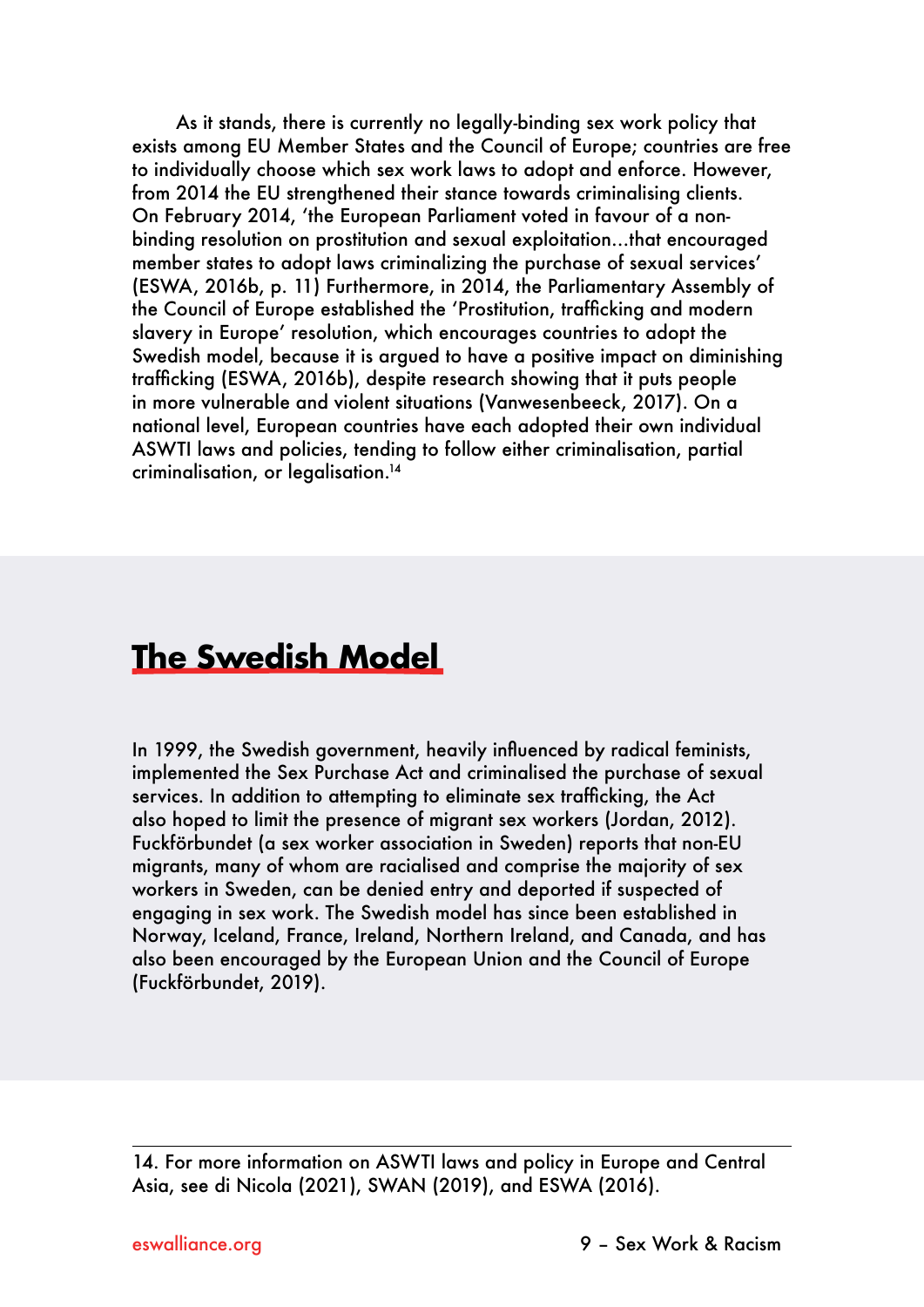As it stands, there is currently no legally-binding sex work policy that exists among EU Member States and the Council of Europe; countries are free to individually choose which sex work laws to adopt and enforce. However, from 2014 the EU strengthened their stance towards criminalising clients. On February 2014, 'the European Parliament voted in favour of a non-binding resolution on prostitution and sexual exploitation…that encouraged member states to adopt laws criminalizing the purchase of sexual services' (ESWA, 2016b, p. 11) Furthermore, in 2014, the Parliamentary Assembly of the Council of Europe established the 'Prostitution, trafficking and modern slavery in Europe' resolution, which encourages countries to adopt the Swedish model, because it is argued to have a positive impact on diminishing trafficking (ESWA, 2016b), despite research showing that it puts people in more vulnerable and violent situations (Vanwesenbeeck, 2017). On a national level, European countries have each adopted their own individual ASWTI laws and policies, tending to follow either criminalisation, partial criminalisation, or legalisation.[14]

## The Swedish Model

In 1999, the Swedish government, heavily influenced by radical feminists, implemented the Sex Purchase Act and criminalised the purchase of sexual services. In addition to attempting to eliminate sex trafficking, the Act also hoped to limit the presence of migrant sex workers (Jordan, 2012). Fuckförbundet (a sex worker association in Sweden) reports that non-EU migrants, many of whom are racialised and comprise the majority of sex workers in Sweden, can be denied entry and deported if suspected of engaging in sex work. The Swedish model has since been established in Norway, Iceland, France, Ireland, Northern Ireland, and Canada, and has also been encouraged by the European Union and the Council of Europe (Fuckförbundet, 2019).

---

14. For more information on ASWTI laws and policy in Europe and Central Asia, see di Nicola (2021), SWAN (2019), and ESWA (2016).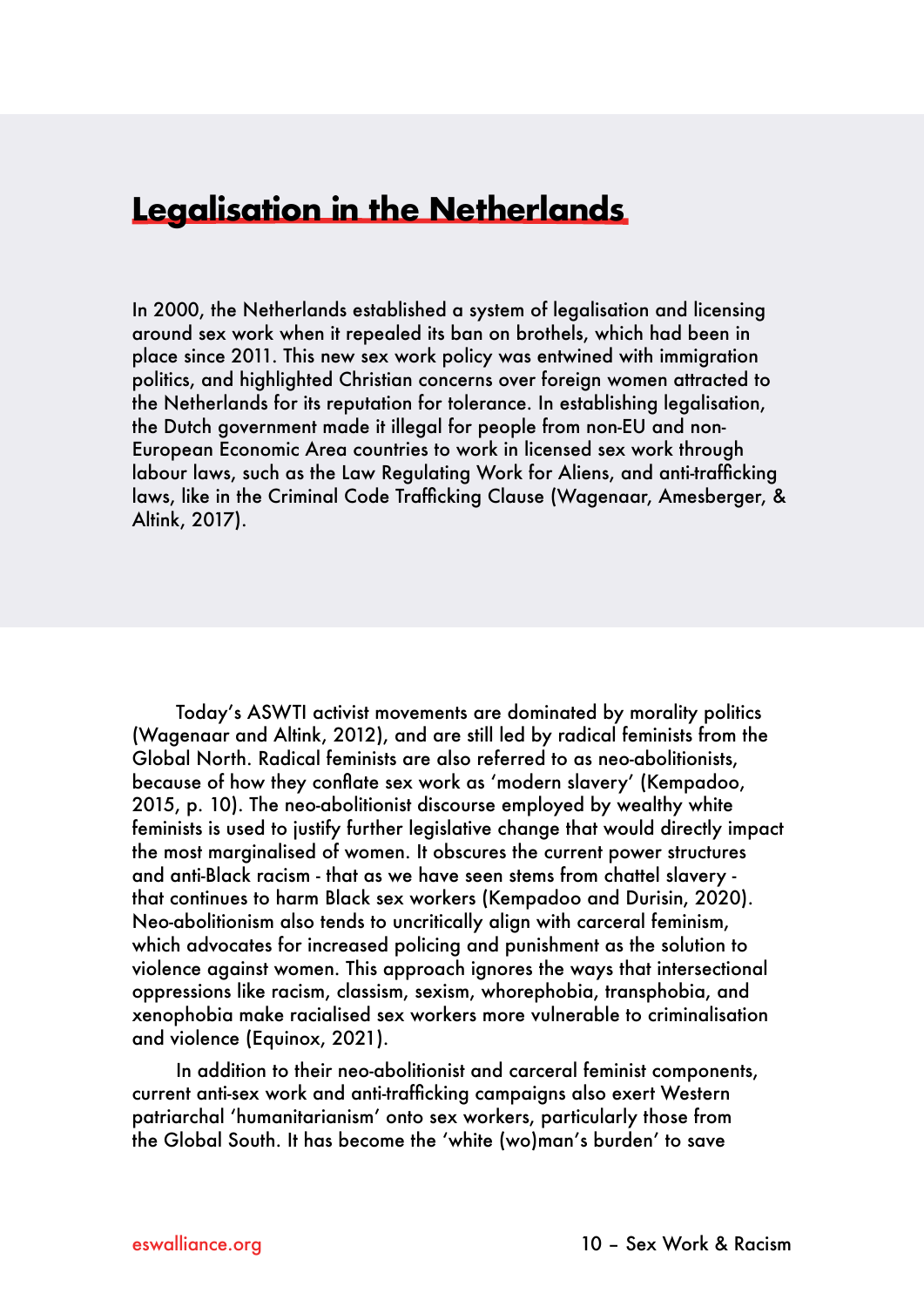## Legalisation in the Netherlands

In 2000, the Netherlands established a system of legalisation and licensing around sex work when it repealed its ban on brothels, which had been in place since 2011. This new sex work policy was entwined with immigration politics, and highlighted Christian concerns over foreign women attracted to the Netherlands for its reputation for tolerance. In establishing legalisation, the Dutch government made it illegal for people from non-EU and non-European Economic Area countries to work in licensed sex work through labour laws, such as the Law Regulating Work for Aliens, and anti-trafficking laws, like in the Criminal Code Trafficking Clause (Wagenaar, Amesberger, & Altink, 2017).

Today's ASWTI activist movements are dominated by morality politics (Wagenaar and Altink, 2012), and are still led by radical feminists from the Global North. Radical feminists are also referred to as neo-abolitionists, because of how they conflate sex work as 'modern slavery' (Kempadoo, 2015, p. 10). The neo-abolitionist discourse employed by wealthy white feminists is used to justify further legislative change that would directly impact the most marginalised of women. It obscures the current power structures and anti-Black racism - that as we have seen stems from chattel slavery - that continues to harm Black sex workers (Kempadoo and Durisin, 2020). Neo-abolitionism also tends to uncritically align with carceral feminism, which advocates for increased policing and punishment as the solution to violence against women. This approach ignores the ways that intersectional oppressions like racism, classism, sexism, whorephobia, transphobia, and xenophobia make racialised sex workers more vulnerable to criminalisation and violence (Equinox, 2021).

In addition to their neo-abolitionist and carceral feminist components, current anti-sex work and anti-trafficking campaigns also exert Western patriarchal 'humanitarianism' onto sex workers, particularly those from the Global South. It has become the 'white (wo)man's burden' to save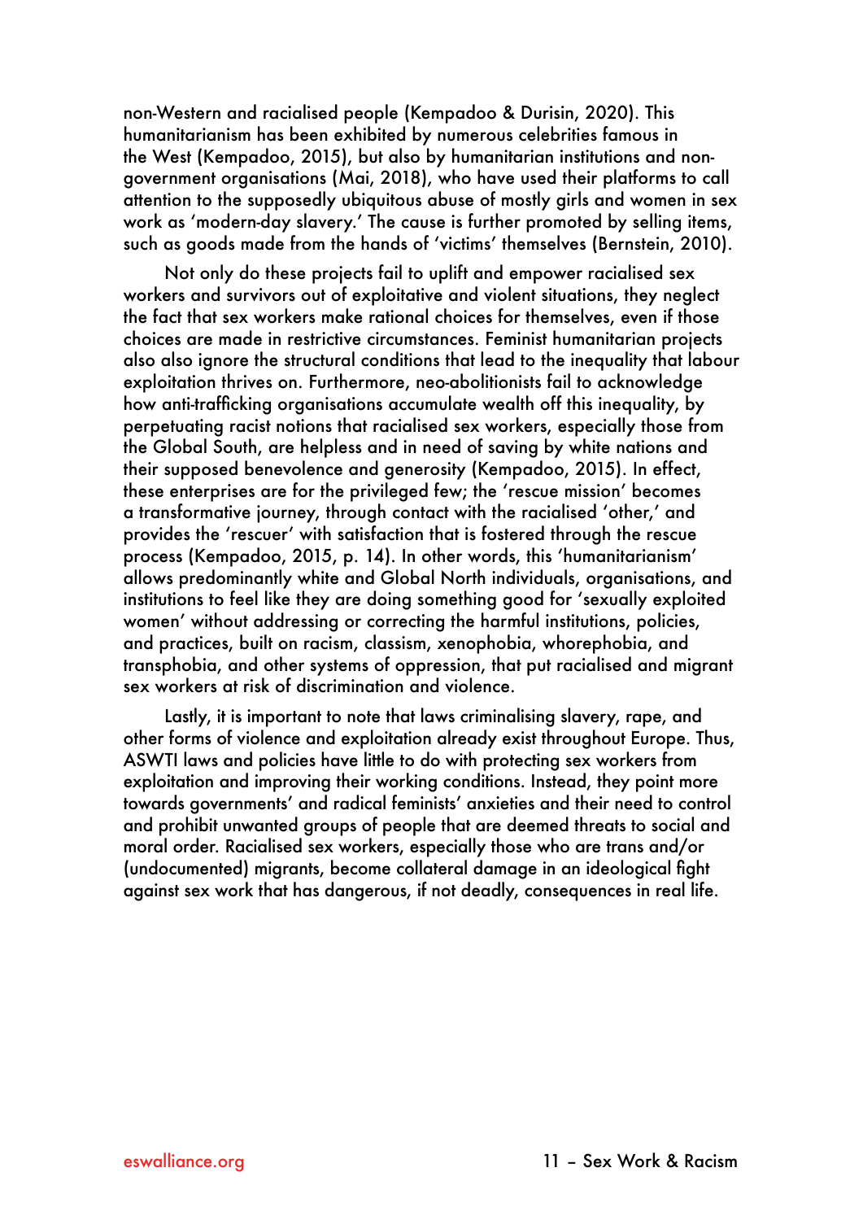non-Western and racialised people (Kempadoo & Durisin, 2020). This humanitarianism has been exhibited by numerous celebrities famous in the West (Kempadoo, 2015), but also by humanitarian institutions and non-government organisations (Mai, 2018), who have used their platforms to call attention to the supposedly ubiquitous abuse of mostly girls and women in sex work as 'modern-day slavery.' The cause is further promoted by selling items, such as goods made from the hands of 'victims' themselves (Bernstein, 2010).

Not only do these projects fail to uplift and empower racialised sex workers and survivors out of exploitative and violent situations, they neglect the fact that sex workers make rational choices for themselves, even if those choices are made in restrictive circumstances. Feminist humanitarian projects also also ignore the structural conditions that lead to the inequality that labour exploitation thrives on. Furthermore, neo-abolitionists fail to acknowledge how anti-trafficking organisations accumulate wealth off this inequality, by perpetuating racist notions that racialised sex workers, especially those from the Global South, are helpless and in need of saving by white nations and their supposed benevolence and generosity (Kempadoo, 2015). In effect, these enterprises are for the privileged few; the 'rescue mission' becomes a transformative journey, through contact with the racialised 'other,' and provides the 'rescuer' with satisfaction that is fostered through the rescue process (Kempadoo, 2015, p. 14). In other words, this 'humanitarianism' allows predominantly white and Global North individuals, organisations, and institutions to feel like they are doing something good for 'sexually exploited women' without addressing or correcting the harmful institutions, policies, and practices, built on racism, classism, xenophobia, whorephobia, and transphobia, and other systems of oppression, that put racialised and migrant sex workers at risk of discrimination and violence.

Lastly, it is important to note that laws criminalising slavery, rape, and other forms of violence and exploitation already exist throughout Europe. Thus, ASWTI laws and policies have little to do with protecting sex workers from exploitation and improving their working conditions. Instead, they point more towards governments' and radical feminists' anxieties and their need to control and prohibit unwanted groups of people that are deemed threats to social and moral order. Racialised sex workers, especially those who are trans and/or (undocumented) migrants, become collateral damage in an ideological fight against sex work that has dangerous, if not deadly, consequences in real life.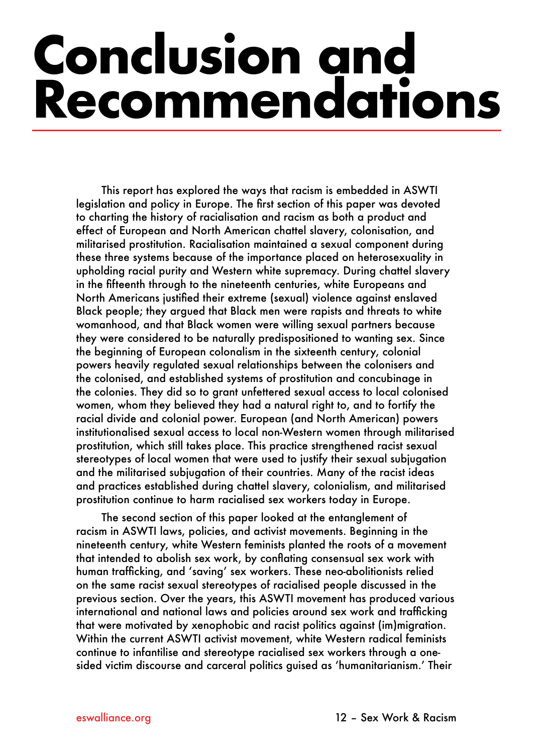# Conclusion and Recommendations

This report has explored the ways that racism is embedded in ASWTI legislation and policy in Europe. The first section of this paper was devoted to charting the history of racialisation and racism as both a product and effect of European and North American chattel slavery, colonisation, and militarised prostitution. Racialisation maintained a sexual component during these three systems because of the importance placed on heterosexuality in upholding racial purity and Western white supremacy. During chattel slavery in the fifteenth through to the nineteenth centuries, white Europeans and North Americans justified their extreme (sexual) violence against enslaved Black people; they argued that Black men were rapists and threats to white womanhood, and that Black women were willing sexual partners because they were considered to be naturally predispositioned to wanting sex. Since the beginning of European colonalism in the sixteenth century, colonial powers heavily regulated sexual relationships between the colonisers and the colonised, and established systems of prostitution and concubinage in the colonies. They did so to grant unfettered sexual access to local colonised women, whom they believed they had a natural right to, and to fortify the racial divide and colonial power. European (and North American) powers institutionalised sexual access to local non-Western women through militarised prostitution, which still takes place. This practice strengthened racist sexual stereotypes of local women that were used to justify their sexual subjugation and the militarised subjugation of their countries. Many of the racist ideas and practices established during chattel slavery, colonialism, and militarised prostitution continue to harm racialised sex workers today in Europe.

The second section of this paper looked at the entanglement of racism in ASWTI laws, policies, and activist movements. Beginning in the nineteenth century, white Western feminists planted the roots of a movement that intended to abolish sex work, by conflating consensual sex work with human trafficking, and 'saving' sex workers. These neo-abolitionists relied on the same racist sexual stereotypes of racialised people discussed in the previous section. Over the years, this ASWTI movement has produced various international and national laws and policies around sex work and trafficking that were motivated by xenophobic and racist politics against (im)migration. Within the current ASWTI activist movement, white Western radical feminists continue to infantilise and stereotype racialised sex workers through a one-sided victim discourse and carceral politics guised as 'humanitarianism.' Their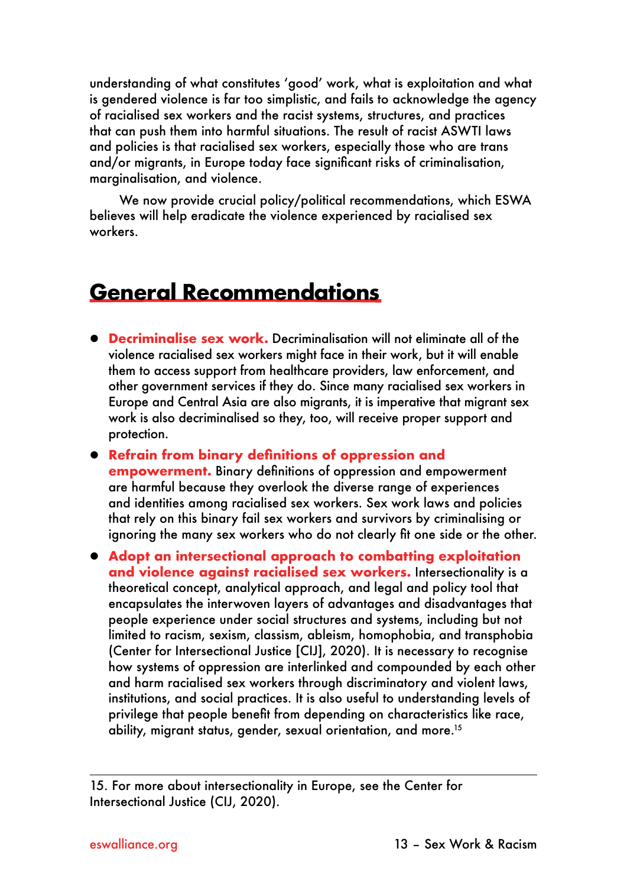understanding of what constitutes 'good' work, what is exploitation and what is gendered violence is far too simplistic, and fails to acknowledge the agency of racialised sex workers and the racist systems, structures, and practices that can push them into harmful situations. The result of racist ASWTI laws and policies is that racialised sex workers, especially those who are trans and/or migrants, in Europe today face significant risks of criminalisation, marginalisation, and violence.

We now provide crucial policy/political recommendations, which ESWA believes will help eradicate the violence experienced by racialised sex workers.

## General Recommendations

- **Decriminalise sex work.** Decriminalisation will not eliminate all of the violence racialised sex workers might face in their work, but it will enable them to access support from healthcare providers, law enforcement, and other government services if they do. Since many racialised sex workers in Europe and Central Asia are also migrants, it is imperative that migrant sex work is also decriminalised so they, too, will receive proper support and protection.
- **Refrain from binary definitions of oppression and empowerment.** Binary definitions of oppression and empowerment are harmful because they overlook the diverse range of experiences and identities among racialised sex workers. Sex work laws and policies that rely on this binary fail sex workers and survivors by criminalising or ignoring the many sex workers who do not clearly fit one side or the other.
- **Adopt an intersectional approach to combatting exploitation and violence against racialised sex workers.** Intersectionality is a theoretical concept, analytical approach, and legal and policy tool that encapsulates the interwoven layers of advantages and disadvantages that people experience under social structures and systems, including but not limited to racism, sexism, classism, ableism, homophobia, and transphobia (Center for Intersectional Justice [CIJ], 2020). It is necessary to recognise how systems of oppression are interlinked and compounded by each other and harm racialised sex workers through discriminatory and violent laws, institutions, and social practices. It is also useful to understanding levels of privilege that people benefit from depending on characteristics like race, ability, migrant status, gender, sexual orientation, and more.[15]

---

15. For more about intersectionality in Europe, see the Center for Intersectional Justice (CIJ, 2020).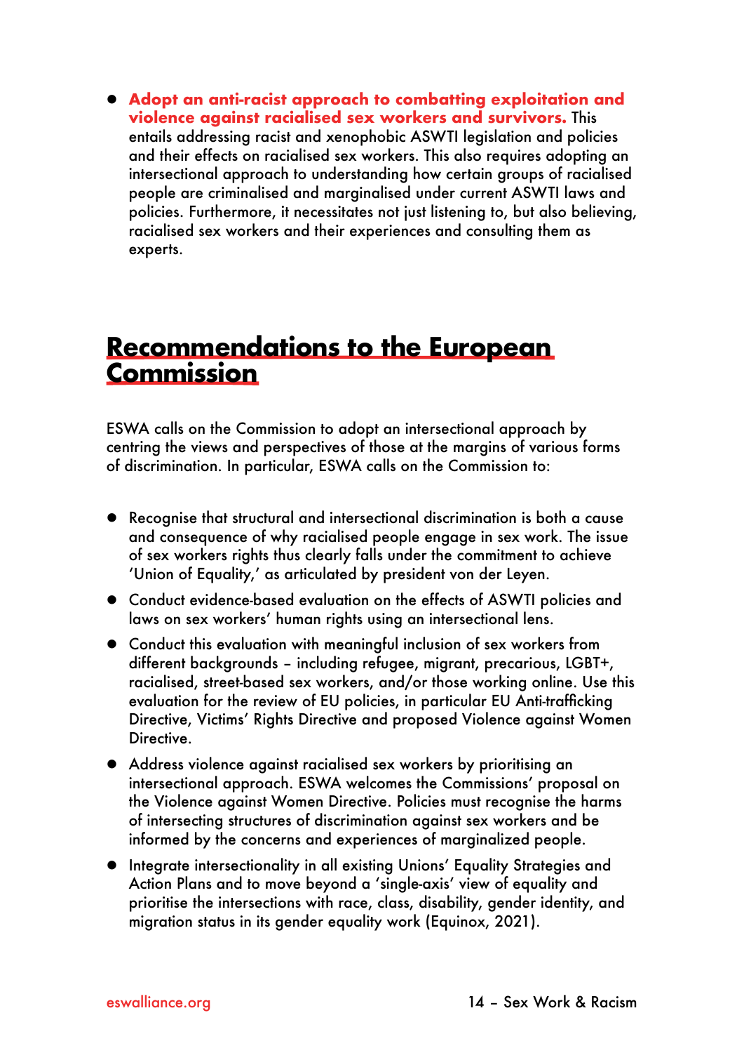- **Adopt an anti-racist approach to combatting exploitation and violence against racialised sex workers and survivors.** This entails addressing racist and xenophobic ASWTI legislation and policies and their effects on racialised sex workers. This also requires adopting an intersectional approach to understanding how certain groups of racialised people are criminalised and marginalised under current ASWTI laws and policies. Furthermore, it necessitates not just listening to, but also believing, racialised sex workers and their experiences and consulting them as experts.

## Recommendations to the European Commission

ESWA calls on the Commission to adopt an intersectional approach by centring the views and perspectives of those at the margins of various forms of discrimination. In particular, ESWA calls on the Commission to:

- Recognise that structural and intersectional discrimination is both a cause and consequence of why racialised people engage in sex work. The issue of sex workers rights thus clearly falls under the commitment to achieve 'Union of Equality,' as articulated by president von der Leyen.
- Conduct evidence-based evaluation on the effects of ASWTI policies and laws on sex workers' human rights using an intersectional lens.
- Conduct this evaluation with meaningful inclusion of sex workers from different backgrounds – including refugee, migrant, precarious, LGBT+, racialised, street-based sex workers, and/or those working online. Use this evaluation for the review of EU policies, in particular EU Anti-trafficking Directive, Victims' Rights Directive and proposed Violence against Women Directive.
- Address violence against racialised sex workers by prioritising an intersectional approach. ESWA welcomes the Commissions' proposal on the Violence against Women Directive. Policies must recognise the harms of intersecting structures of discrimination against sex workers and be informed by the concerns and experiences of marginalized people.
- Integrate intersectionality in all existing Unions' Equality Strategies and Action Plans and to move beyond a 'single-axis' view of equality and prioritise the intersections with race, class, disability, gender identity, and migration status in its gender equality work (Equinox, 2021).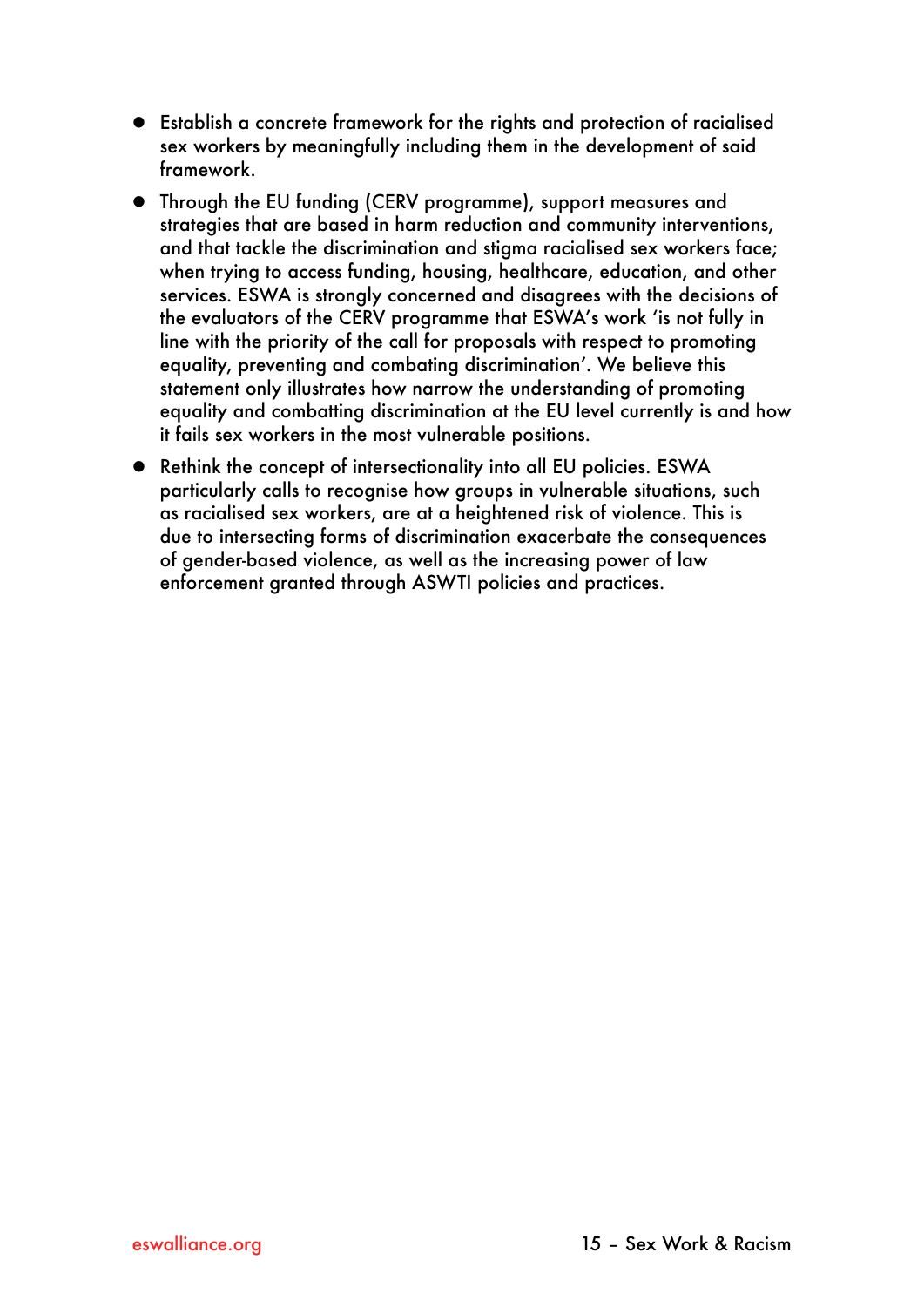- Establish a concrete framework for the rights and protection of racialised sex workers by meaningfully including them in the development of said framework.
- Through the EU funding (CERV programme), support measures and strategies that are based in harm reduction and community interventions, and that tackle the discrimination and stigma racialised sex workers face; when trying to access funding, housing, healthcare, education, and other services. ESWA is strongly concerned and disagrees with the decisions of the evaluators of the CERV programme that ESWA's work 'is not fully in line with the priority of the call for proposals with respect to promoting equality, preventing and combating discrimination'. We believe this statement only illustrates how narrow the understanding of promoting equality and combatting discrimination at the EU level currently is and how it fails sex workers in the most vulnerable positions.
- Rethink the concept of intersectionality into all EU policies. ESWA particularly calls to recognise how groups in vulnerable situations, such as racialised sex workers, are at a heightened risk of violence. This is due to intersecting forms of discrimination exacerbate the consequences of gender-based violence, as well as the increasing power of law enforcement granted through ASWTI policies and practices.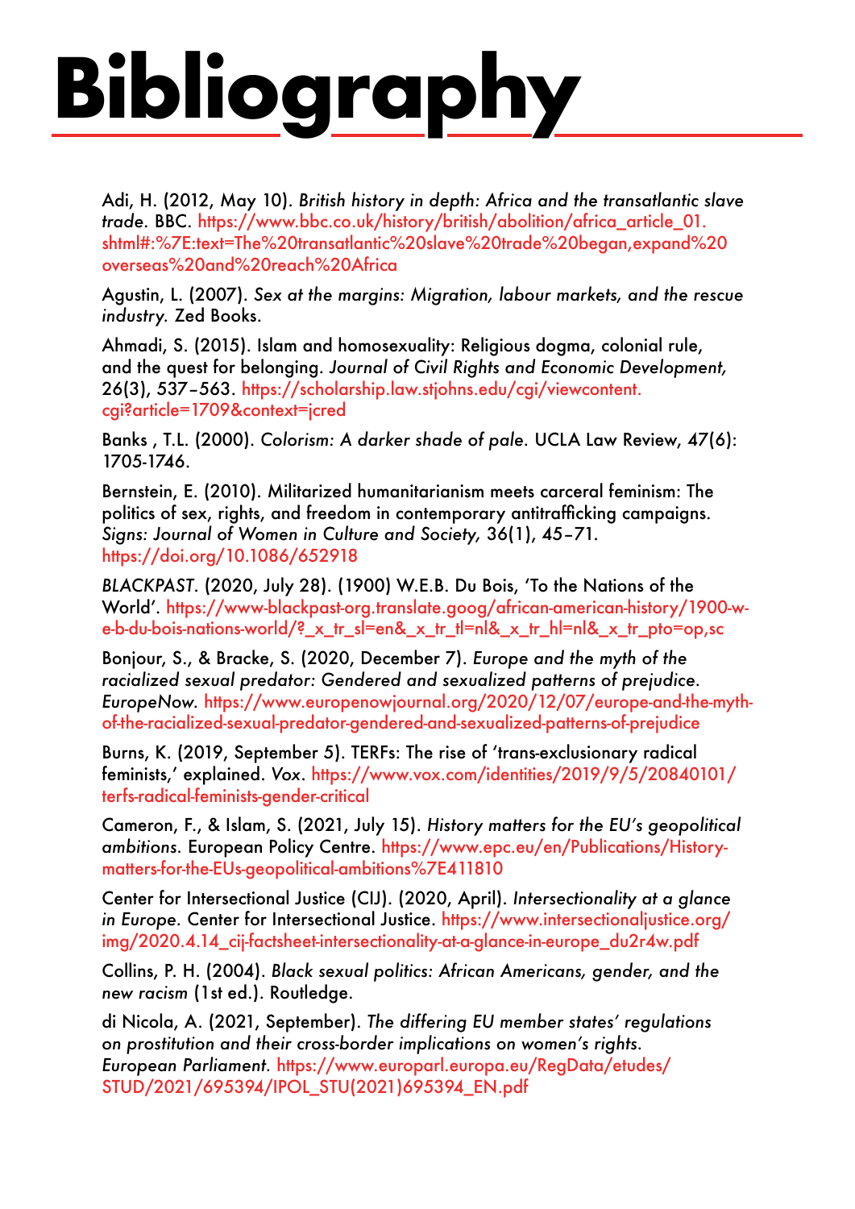# Bibliography

Adi, H. (2012, May 10). *British history in depth: Africa and the transatlantic slave trade*. BBC. https://www.bbc.co.uk/history/british/abolition/africa_article_01.shtml#:%7E:text=The%20transatlantic%20slave%20trade%20began,expand%20overseas%20and%20reach%20Africa

Agustin, L. (2007). *Sex at the margins: Migration, labour markets, and the rescue industry*. Zed Books.

Ahmadi, S. (2015). Islam and homosexuality: Religious dogma, colonial rule, and the quest for belonging. *Journal of Civil Rights and Economic Development,* 26(3), 537–563. https://scholarship.law.stjohns.edu/cgi/viewcontent.cgi?article=1709&context=jcred

Banks , T.L. (2000). *Colorism: A darker shade of pale*. UCLA Law Review, 47(6): 1705-1746.

Bernstein, E. (2010). Militarized humanitarianism meets carceral feminism: The politics of sex, rights, and freedom in contemporary antitrafficking campaigns. *Signs: Journal of Women in Culture and Society,* 36(1), 45–71. https://doi.org/10.1086/652918

*BLACKPAST*. (2020, July 28). (1900) W.E.B. Du Bois, 'To the Nations of the World'. https://www-blackpast-org.translate.goog/african-american-history/1900-w-e-b-du-bois-nations-world/?_x_tr_sl=en&_x_tr_tl=nl&_x_tr_hl=nl&_x_tr_pto=op,sc

Bonjour, S., & Bracke, S. (2020, December 7). *Europe and the myth of the racialized sexual predator: Gendered and sexualized patterns of prejudice. EuropeNow*. https://www.europenowjournal.org/2020/12/07/europe-and-the-myth-of-the-racialized-sexual-predator-gendered-and-sexualized-patterns-of-prejudice

Burns, K. (2019, September 5). TERFs: The rise of 'trans-exclusionary radical feminists,' explained. *Vox*. https://www.vox.com/identities/2019/9/5/20840101/terfs-radical-feminists-gender-critical

Cameron, F., & Islam, S. (2021, July 15). *History matters for the EU's geopolitical ambitions*. European Policy Centre. https://www.epc.eu/en/Publications/History-matters-for-the-EUs-geopolitical-ambitions%7E411810

Center for Intersectional Justice (CIJ). (2020, April). *Intersectionality at a glance in Europe*. Center for Intersectional Justice. https://www.intersectionaljustice.org/img/2020.4.14_cij-factsheet-intersectionality-at-a-glance-in-europe_du2r4w.pdf

Collins, P. H. (2004). *Black sexual politics: African Americans, gender, and the new racism* (1st ed.). Routledge.

di Nicola, A. (2021, September). *The differing EU member states' regulations on prostitution and their cross-border implications on women's rights. European Parliament*. https://www.europarl.europa.eu/RegData/etudes/STUD/2021/695394/IPOL_STU(2021)695394_EN.pdf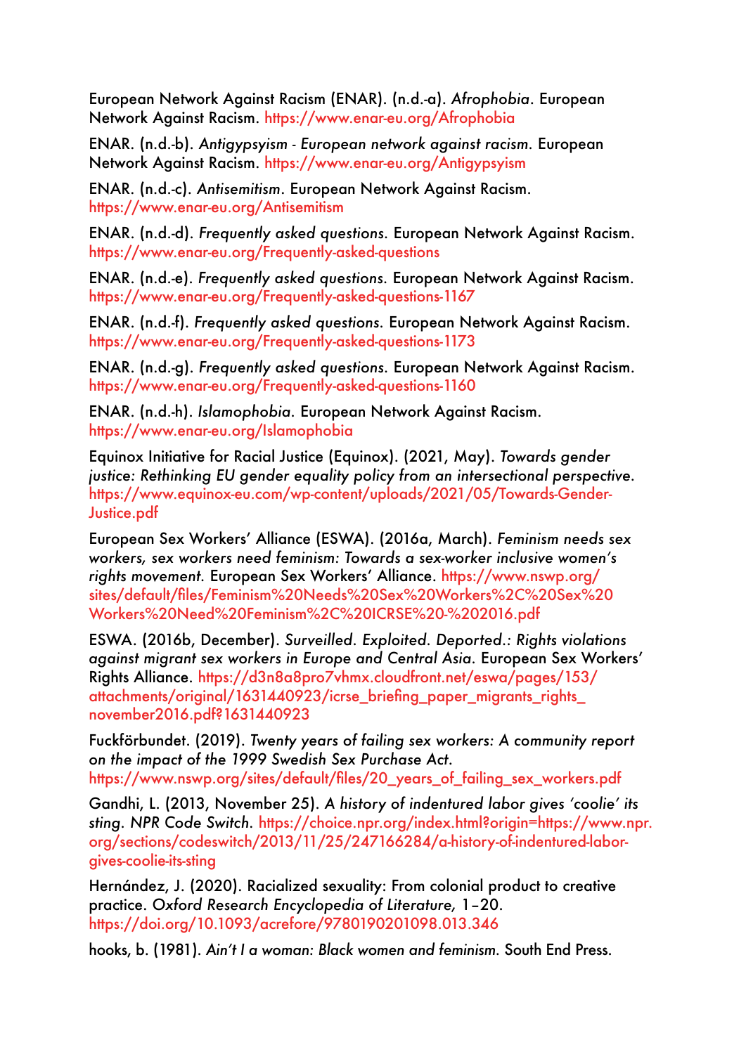European Network Against Racism (ENAR). (n.d.-a). *Afrophobia*. European Network Against Racism. https://www.enar-eu.org/Afrophobia

ENAR. (n.d.-b). *Antigypsyism - European network against racism*. European Network Against Racism. https://www.enar-eu.org/Antigypsyism

ENAR. (n.d.-c). *Antisemitism*. European Network Against Racism. https://www.enar-eu.org/Antisemitism

ENAR. (n.d.-d). *Frequently asked questions*. European Network Against Racism. https://www.enar-eu.org/Frequently-asked-questions

ENAR. (n.d.-e). *Frequently asked questions*. European Network Against Racism. https://www.enar-eu.org/Frequently-asked-questions-1167

ENAR. (n.d.-f). *Frequently asked questions*. European Network Against Racism. https://www.enar-eu.org/Frequently-asked-questions-1173

ENAR. (n.d.-g). *Frequently asked questions*. European Network Against Racism. https://www.enar-eu.org/Frequently-asked-questions-1160

ENAR. (n.d.-h). *Islamophobia*. European Network Against Racism. https://www.enar-eu.org/Islamophobia

Equinox Initiative for Racial Justice (Equinox). (2021, May). *Towards gender justice: Rethinking EU gender equality policy from an intersectional perspective*. https://www.equinox-eu.com/wp-content/uploads/2021/05/Towards-Gender-Justice.pdf

European Sex Workers' Alliance (ESWA). (2016a, March). *Feminism needs sex workers, sex workers need feminism: Towards a sex-worker inclusive women's rights movement*. European Sex Workers' Alliance. https://www.nswp.org/sites/default/files/Feminism%20Needs%20Sex%20Workers%2C%20Sex%20Workers%20Need%20Feminism%2C%20ICRSE%20-%202016.pdf

ESWA. (2016b, December). *Surveilled. Exploited. Deported.: Rights violations against migrant sex workers in Europe and Central Asia*. European Sex Workers' Rights Alliance. https://d3n8a8pro7vhmx.cloudfront.net/eswa/pages/153/attachments/original/1631440923/icrse_briefing_paper_migrants_rights_november2016.pdf?1631440923

Fuckförbundet. (2019). *Twenty years of failing sex workers: A community report on the impact of the 1999 Swedish Sex Purchase Act*. https://www.nswp.org/sites/default/files/20_years_of_failing_sex_workers.pdf

Gandhi, L. (2013, November 25). *A history of indentured labor gives 'coolie' its sting*. *NPR Code Switch*. https://choice.npr.org/index.html?origin=https://www.npr.org/sections/codeswitch/2013/11/25/247166284/a-history-of-indentured-labor-gives-coolie-its-sting

Hernández, J. (2020). Racialized sexuality: From colonial product to creative practice. *Oxford Research Encyclopedia of Literature*, 1–20. https://doi.org/10.1093/acrefore/9780190201098.013.346

hooks, b. (1981). *Ain't I a woman: Black women and feminism*. South End Press.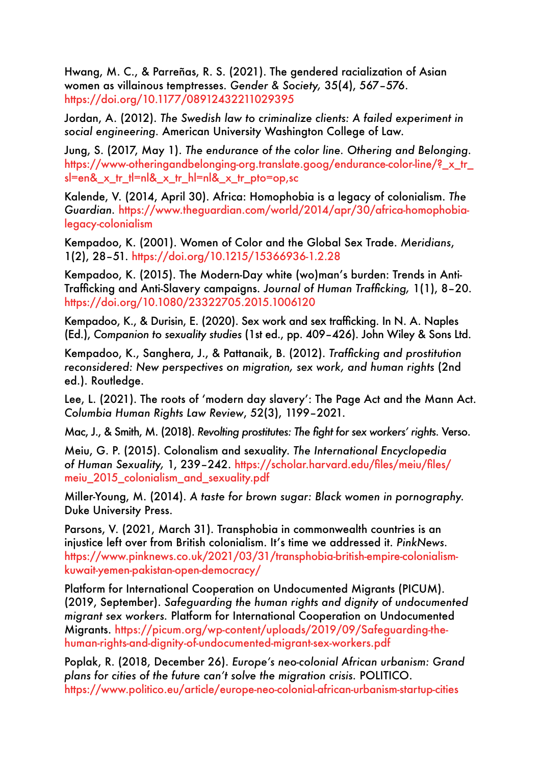Hwang, M. C., & Parreñas, R. S. (2021). The gendered racialization of Asian women as villainous temptresses. *Gender & Society,* 35(4), 567–576. https://doi.org/10.1177/08912432211029395

Jordan, A. (2012). *The Swedish law to criminalize clients: A failed experiment in social engineering*. American University Washington College of Law.

Jung, S. (2017, May 1). *The endurance of the color line*. *Othering and Belonging*. https://www-otheringandbelonging-org.translate.goog/endurance-color-line/?_x_tr_sl=en&_x_tr_tl=nl&_x_tr_hl=nl&_x_tr_pto=op,sc

Kalende, V. (2014, April 30). Africa: Homophobia is a legacy of colonialism. *The Guardian*. https://www.theguardian.com/world/2014/apr/30/africa-homophobia-legacy-colonialism

Kempadoo, K. (2001). Women of Color and the Global Sex Trade. *Meridians*, 1(2), 28–51. https://doi.org/10.1215/15366936-1.2.28

Kempadoo, K. (2015). The Modern-Day white (wo)man's burden: Trends in Anti-Trafficking and Anti-Slavery campaigns. *Journal of Human Trafficking,* 1(1), 8–20. https://doi.org/10.1080/23322705.2015.1006120

Kempadoo, K., & Durisin, E. (2020). Sex work and sex trafficking. In N. A. Naples (Ed.), *Companion to sexuality studies* (1st ed., pp. 409–426). John Wiley & Sons Ltd.

Kempadoo, K., Sanghera, J., & Pattanaik, B. (2012). *Trafficking and prostitution reconsidered: New perspectives on migration, sex work, and human rights* (2nd ed.). Routledge.

Lee, L. (2021). The roots of 'modern day slavery': The Page Act and the Mann Act. *Columbia Human Rights Law Review*, 52(3), 1199–2021.

Mac, J., & Smith, M. (2018). *Revolting prostitutes: The fight for sex workers' rights.* Verso.

Meiu, G. P. (2015). Colonialism and sexuality. *The International Encyclopedia of Human Sexuality,* 1, 239–242. https://scholar.harvard.edu/files/meiu/files/meiu_2015_colonialism_and_sexuality.pdf

Miller-Young, M. (2014). *A taste for brown sugar: Black women in pornography.* Duke University Press.

Parsons, V. (2021, March 31). Transphobia in commonwealth countries is an injustice left over from British colonialism. It's time we addressed it. *PinkNews*. https://www.pinknews.co.uk/2021/03/31/transphobia-british-empire-colonialism-kuwait-yemen-pakistan-open-democracy/

Platform for International Cooperation on Undocumented Migrants (PICUM). (2019, September). *Safeguarding the human rights and dignity of undocumented migrant sex workers.* Platform for International Cooperation on Undocumented Migrants. https://picum.org/wp-content/uploads/2019/09/Safeguarding-the-human-rights-and-dignity-of-undocumented-migrant-sex-workers.pdf

Poplak, R. (2018, December 26). *Europe's neo-colonial African urbanism: Grand plans for cities of the future can't solve the migration crisis.* POLITICO. https://www.politico.eu/article/europe-neo-colonial-african-urbanism-startup-cities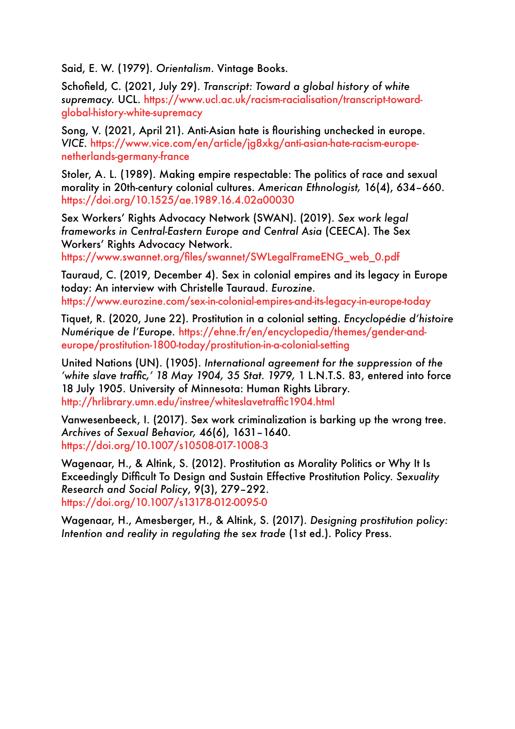Said, E. W. (1979). *Orientalism*. Vintage Books.

Schofield, C. (2021, July 29). *Transcript: Toward a global history of white supremacy*. UCL. https://www.ucl.ac.uk/racism-racialisation/transcript-toward-global-history-white-supremacy

Song, V. (2021, April 21). Anti-Asian hate is flourishing unchecked in europe. *VICE*. https://www.vice.com/en/article/jg8xkg/anti-asian-hate-racism-europe-netherlands-germany-france

Stoler, A. L. (1989). Making empire respectable: The politics of race and sexual morality in 20th-century colonial cultures. *American Ethnologist,* 16(4), 634–660. https://doi.org/10.1525/ae.1989.16.4.02a00030

Sex Workers' Rights Advocacy Network (SWAN). (2019). *Sex work legal frameworks in Central-Eastern Europe and Central Asia* (CEECA). The Sex Workers' Rights Advocacy Network. https://www.swannet.org/files/swannet/SWLegalFrameENG_web_0.pdf

Tauraud, C. (2019, December 4). Sex in colonial empires and its legacy in Europe today: An interview with Christelle Tauraud. *Eurozine*. https://www.eurozine.com/sex-in-colonial-empires-and-its-legacy-in-europe-today

Tiquet, R. (2020, June 22). Prostitution in a colonial setting. *Encyclopédie d'histoire Numérique de l'Europe*. https://ehne.fr/en/encyclopedia/themes/gender-and-europe/prostitution-1800-today/prostitution-in-a-colonial-setting

United Nations (UN). (1905). *International agreement for the suppression of the 'white slave traffic,' 18 May 1904, 35 Stat. 1979,* 1 L.N.T.S. 83, entered into force 18 July 1905. University of Minnesota: Human Rights Library. http://hrlibrary.umn.edu/instree/whiteslavetraffic1904.html

Vanwesenbeeck, I. (2017). Sex work criminalization is barking up the wrong tree. *Archives of Sexual Behavior,* 46(6), 1631–1640. https://doi.org/10.1007/s10508-017-1008-3

Wagenaar, H., & Altink, S. (2012). Prostitution as Morality Politics or Why It Is Exceedingly Difficult To Design and Sustain Effective Prostitution Policy. *Sexuality Research and Social Policy*, 9(3), 279–292. https://doi.org/10.1007/s13178-012-0095-0

Wagenaar, H., Amesberger, H., & Altink, S. (2017). *Designing prostitution policy: Intention and reality in regulating the sex trade* (1st ed.). Policy Press.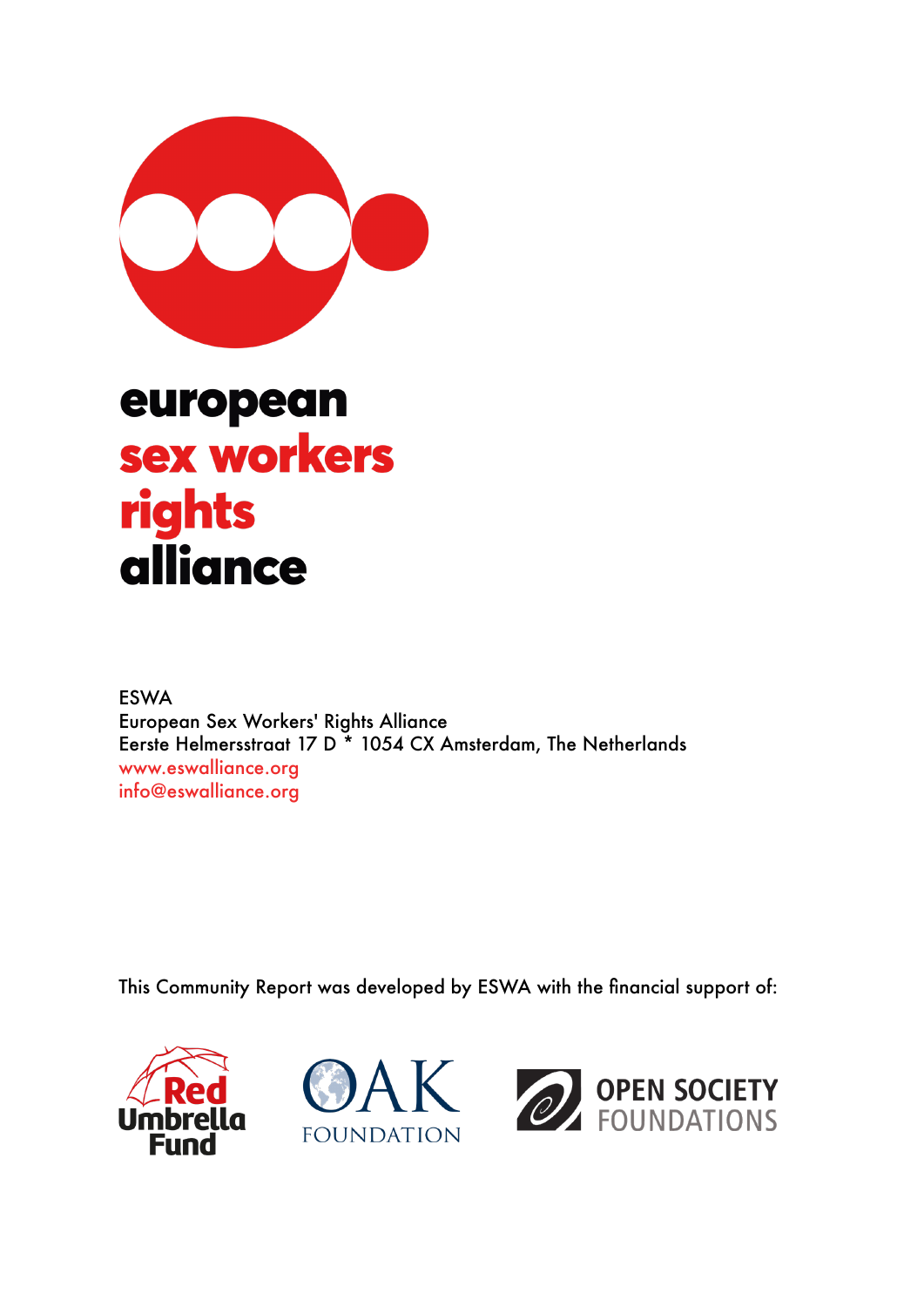european
sex workers
rights
alliance

ESWA
European Sex Workers' Rights Alliance
Eerste Helmersstraat 17 D * 1054 CX Amsterdam, The Netherlands
www.eswalliance.org
info@eswalliance.org

This Community Report was developed by ESWA with the financial support of:

Red Umbrella Fund

OAK FOUNDATION

OPEN SOCIETY FOUNDATIONS